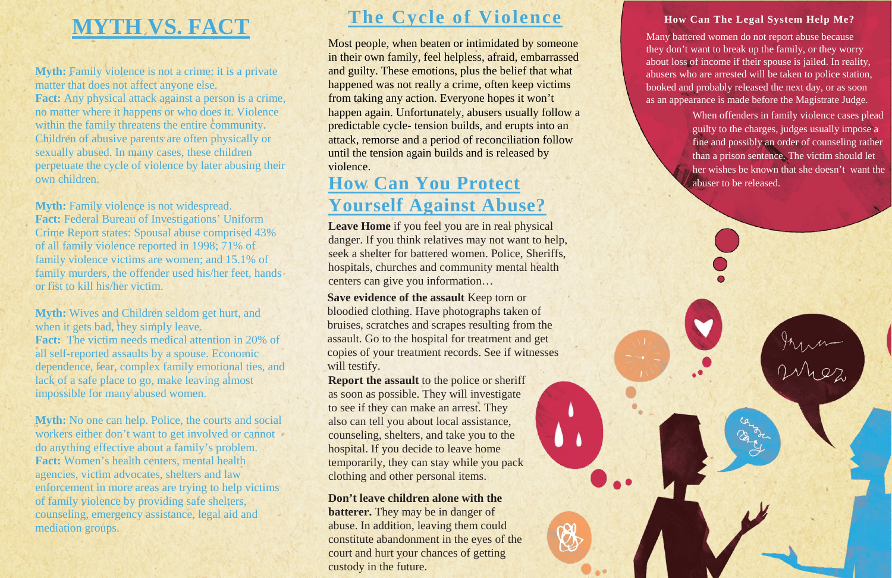# MYTH VS. FACT

**Myth:** Family violence is not a crime: it is a private matter that does not affect anyone else.
**Fact:** Any physical attack against a person is a crime, no matter where it happens or who does it. Violence within the family threatens the entire community. Children of abusive parents are often physically or sexually abused. In many cases, these children perpetuate the cycle of violence by later abusing their own children.

**Myth:** Family violence is not widespread.
**Fact:** Federal Bureau of Investigations' Uniform Crime Report states: Spousal abuse comprised 43% of all family violence reported in 1998; 71% of family violence victims are women; and 15.1% of family murders, the offender used his/her feet, hands or fist to kill his/her victim.

**Myth:** Wives and Children seldom get hurt, and when it gets bad, they simply leave.
**Fact:** The victim needs medical attention in 20% of all self-reported assaults by a spouse. Economic dependence, fear, complex family emotional ties, and lack of a safe place to go, make leaving almost impossible for many abused women.

**Myth:** No one can help. Police, the courts and social workers either don't want to get involved or cannot do anything effective about a family's problem.
**Fact:** Women's health centers, mental health agencies, victim advocates, shelters and law enforcement in more areas are trying to help victims of family violence by providing safe shelters, counseling, emergency assistance, legal aid and mediation groups.

# The Cycle of Violence

Most people, when beaten or intimidated by someone in their own family, feel helpless, afraid, embarrassed and guilty. These emotions, plus the belief that what happened was not really a crime, often keep victims from taking any action. Everyone hopes it won't happen again. Unfortunately, abusers usually follow a predictable cycle- tension builds, and erupts into an attack, remorse and a period of reconciliation follow until the tension again builds and is released by violence.

# How Can You Protect Yourself Against Abuse?

**Leave Home** if you feel you are in real physical danger. If you think relatives may not want to help, seek a shelter for battered women. Police, Sheriffs, hospitals, churches and community mental health centers can give you information…

**Save evidence of the assault** Keep torn or bloodied clothing. Have photographs taken of bruises, scratches and scrapes resulting from the assault. Go to the hospital for treatment and get copies of your treatment records. See if witnesses will testify.

**Report the assault** to the police or sheriff as soon as possible. They will investigate to see if they can make an arrest. They also can tell you about local assistance, counseling, shelters, and take you to the hospital. If you decide to leave home temporarily, they can stay while you pack clothing and other personal items.

**Don't leave children alone with the batterer.** They may be in danger of abuse. In addition, leaving them could constitute abandonment in the eyes of the court and hurt your chances of getting custody in the future.

### How Can The Legal System Help Me?

Many battered women do not report abuse because they don't want to break up the family, or they worry about loss of income if their spouse is jailed. In reality, abusers who are arrested will be taken to police station, booked and probably released the next day, or as soon as an appearance is made before the Magistrate Judge.

When offenders in family violence cases plead guilty to the charges, judges usually impose a fine and possibly an order of counseling rather than a prison sentence. The victim should let her wishes be known that she doesn't want the abuser to be released.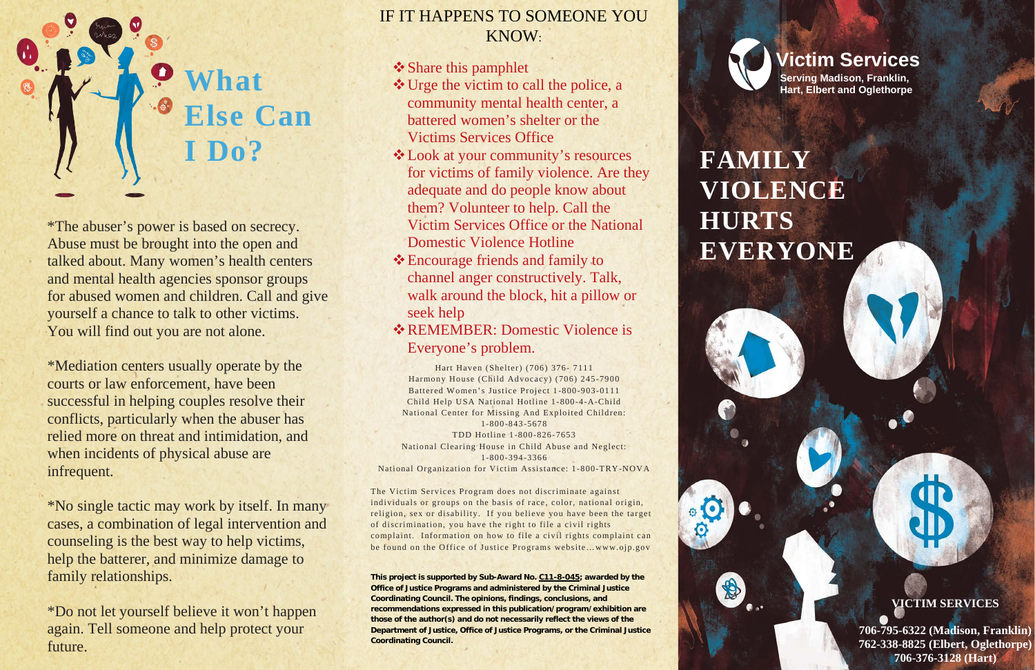# What Else Can I Do?

*The abuser's power is based on secrecy. Abuse must be brought into the open and talked about. Many women's health centers and mental health agencies sponsor groups for abused women and children. Call and give yourself a chance to talk to other victims. You will find out you are not alone.

*Mediation centers usually operate by the courts or law enforcement, have been successful in helping couples resolve their conflicts, particularly when the abuser has relied more on threat and intimidation, and when incidents of physical abuse are infrequent.

*No single tactic may work by itself. In many cases, a combination of legal intervention and counseling is the best way to help victims, help the batterer, and minimize damage to family relationships.

*Do not let yourself believe it won't happen again. Tell someone and help protect your future.

## IF IT HAPPENS TO SOMEONE YOU KNOW:

- ❖ Share this pamphlet
- ❖ Urge the victim to call the police, a community mental health center, a battered women's shelter or the Victims Services Office
- ❖ Look at your community's resources for victims of family violence. Are they adequate and do people know about them? Volunteer to help. Call the Victim Services Office or the National Domestic Violence Hotline
- ❖ Encourage friends and family to channel anger constructively. Talk, walk around the block, hit a pillow or seek help
- ❖ REMEMBER: Domestic Violence is Everyone's problem.

Hart Haven (Shelter) (706) 376- 7111
Harmony House (Child Advocacy) (706) 245-7900
Battered Women's Justice Project 1-800-903-0111
Child Help USA National Hotline 1-800-4-A-Child
National Center for Missing And Exploited Children: 1-800-843-5678
TDD Hotline 1-800-826-7653
National Clearing House in Child Abuse and Neglect: 1-800-394-3366
National Organization for Victim Assistance: 1-800-TRY-NOVA

The Victim Services Program does not discriminate against individuals or groups on the basis of race, color, national origin, religion, sex or disability. If you believe you have been the target of discrimination, you have the right to file a civil rights complaint. Information on how to file a civil rights complaint can be found on the Office of Justice Programs website…www.ojp.gov

**This project is supported by Sub-Award No. C11-8-045; awarded by the Office of Justice Programs and administered by the Criminal Justice Coordinating Council. The opinions, findings, conclusions, and recommendations expressed in this publication/program/exhibition are those of the author(s) and do not necessarily reflect the views of the Department of Justice, Office of Justice Programs, or the Criminal Justice Coordinating Council.**

## Victim Services

**Serving Madison, Franklin, Hart, Elbert and Oglethorpe**

# FAMILY VIOLENCE HURTS EVERYONE

**VICTIM SERVICES**

**706-795-6322 (Madison, Franklin)**
**762-338-8825 (Elbert, Oglethorpe)**
**706-376-3128 (Hart)**